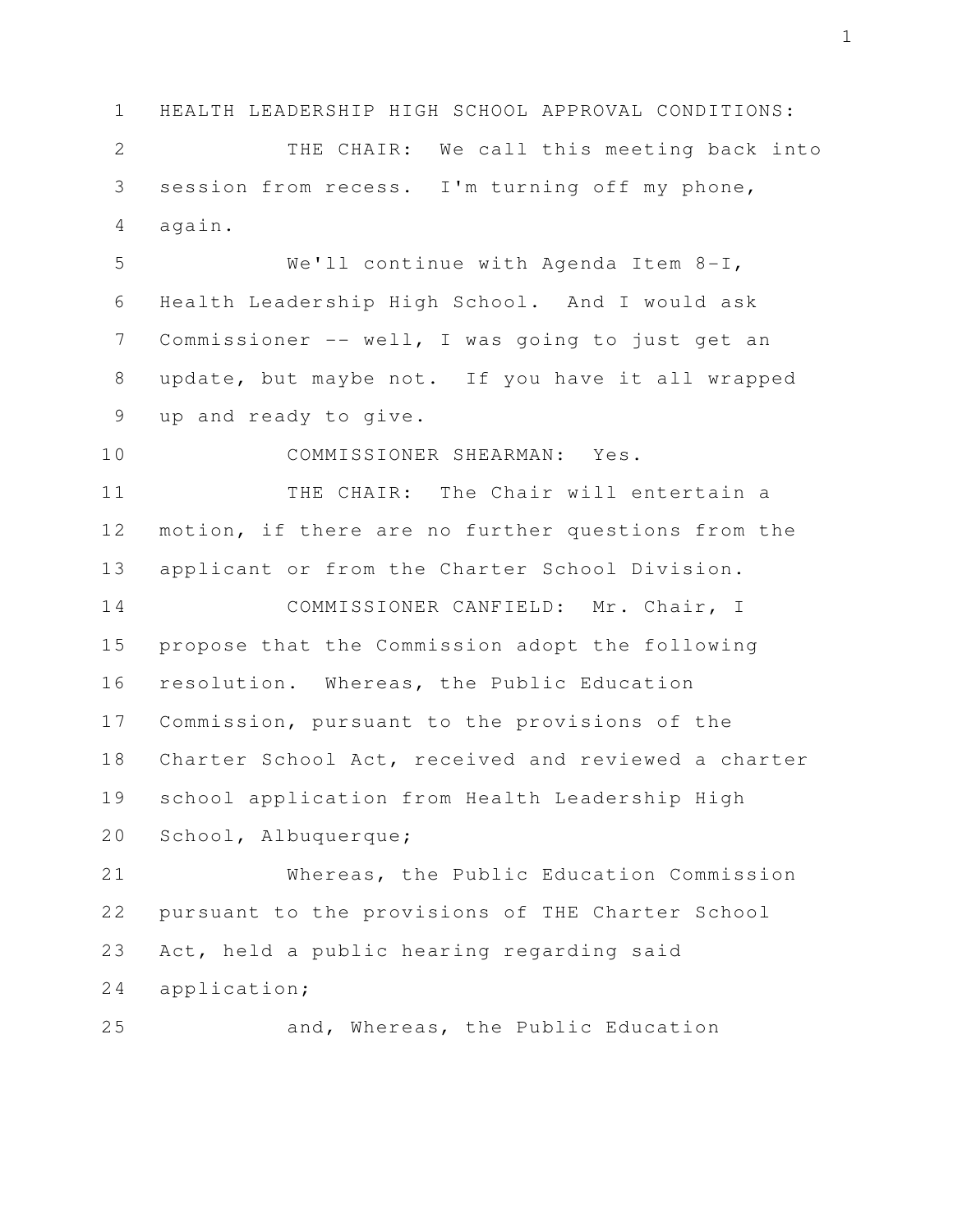HEALTH LEADERSHIP HIGH SCHOOL APPROVAL CONDITIONS:

THE CHAIR: We call this meeting back into session from recess. I'm turning off my phone, again.

We'll continue with Agenda Item 8-I, Health Leadership High School. And I would ask Commissioner -- well, I was going to just get an update, but maybe not. If you have it all wrapped up and ready to give.

COMMISSIONER SHEARMAN: Yes.

THE CHAIR: The Chair will entertain a motion, if there are no further questions from the applicant or from the Charter School Division.

COMMISSIONER CANFIELD: Mr. Chair, I propose that the Commission adopt the following resolution. Whereas, the Public Education Commission, pursuant to the provisions of the Charter School Act, received and reviewed a charter school application from Health Leadership High School, Albuquerque;

Whereas, the Public Education Commission pursuant to the provisions of THE Charter School Act, held a public hearing regarding said application;

and, Whereas, the Public Education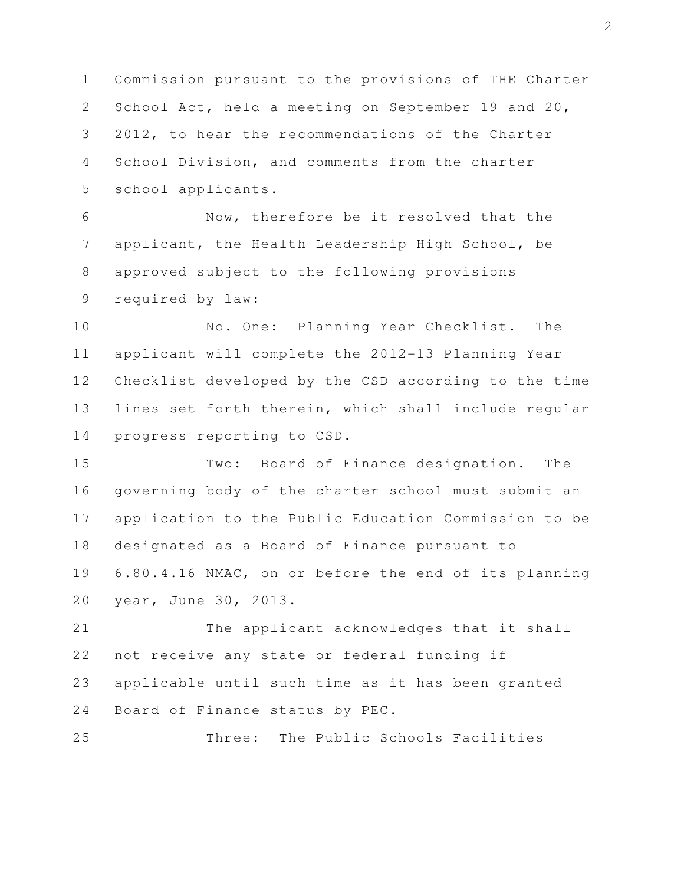Commission pursuant to the provisions of THE Charter School Act, held a meeting on September 19 and 20, 2012, to hear the recommendations of the Charter School Division, and comments from the charter school applicants.

Now, therefore be it resolved that the applicant, the Health Leadership High School, be approved subject to the following provisions required by law:

No. One: Planning Year Checklist. The applicant will complete the 2012-13 Planning Year Checklist developed by the CSD according to the time lines set forth therein, which shall include regular progress reporting to CSD.

Two: Board of Finance designation. The governing body of the charter school must submit an application to the Public Education Commission to be designated as a Board of Finance pursuant to 6.80.4.16 NMAC, on or before the end of its planning year, June 30, 2013.

The applicant acknowledges that it shall not receive any state or federal funding if applicable until such time as it has been granted Board of Finance status by PEC.

Three: The Public Schools Facilities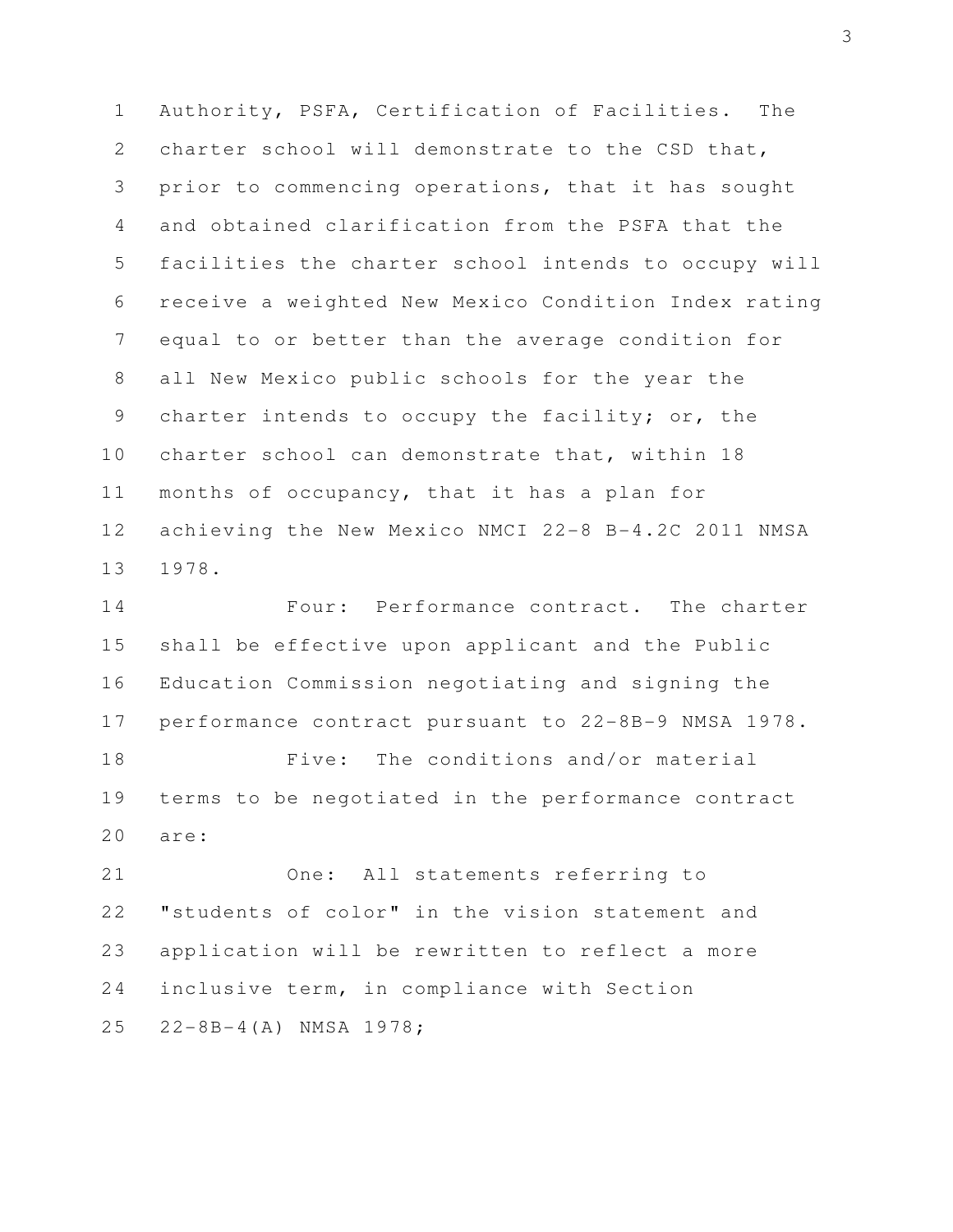Authority, PSFA, Certification of Facilities. The charter school will demonstrate to the CSD that, prior to commencing operations, that it has sought and obtained clarification from the PSFA that the facilities the charter school intends to occupy will receive a weighted New Mexico Condition Index rating equal to or better than the average condition for all New Mexico public schools for the year the charter intends to occupy the facility; or, the charter school can demonstrate that, within 18 months of occupancy, that it has a plan for achieving the New Mexico NMCI 22-8 B-4.2C 2011 NMSA 1978.

Four: Performance contract. The charter shall be effective upon applicant and the Public Education Commission negotiating and signing the performance contract pursuant to 22-8B-9 NMSA 1978.

Five: The conditions and/or material terms to be negotiated in the performance contract are:

One: All statements referring to "students of color" in the vision statement and application will be rewritten to reflect a more inclusive term, in compliance with Section 22-8B-4(A) NMSA 1978;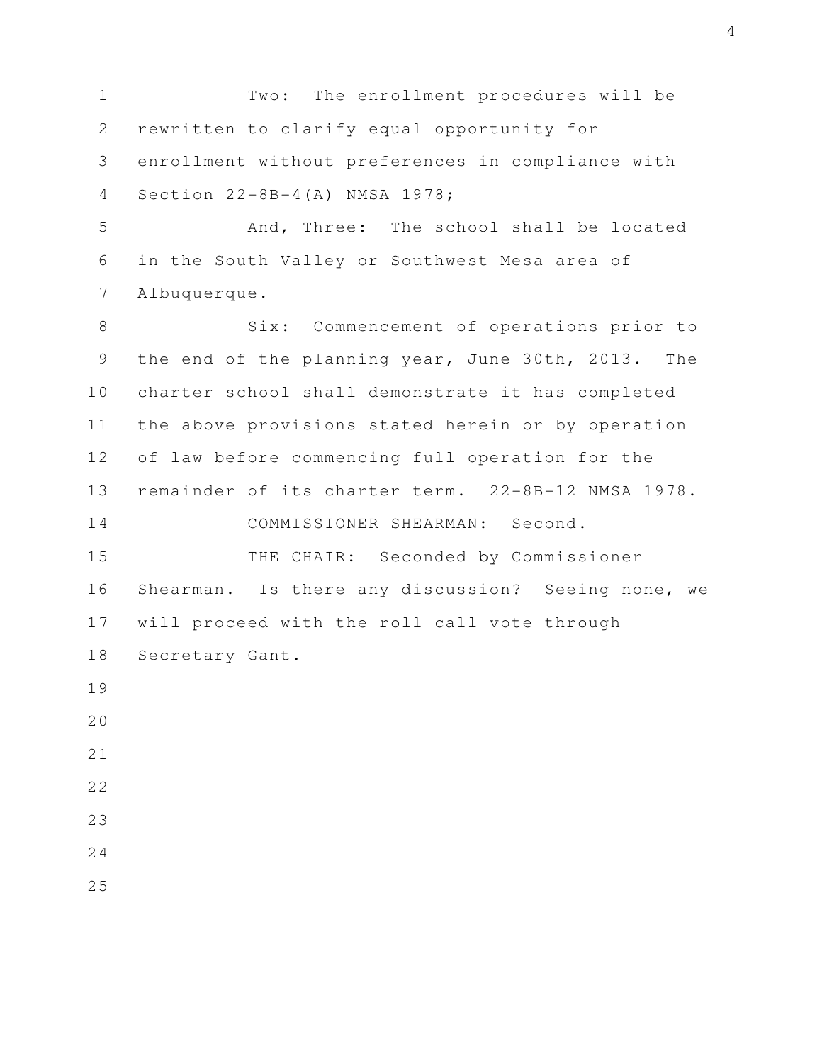Two: The enrollment procedures will be rewritten to clarify equal opportunity for enrollment without preferences in compliance with Section 22-8B-4(A) NMSA 1978;

And, Three: The school shall be located in the South Valley or Southwest Mesa area of Albuquerque.

Six: Commencement of operations prior to the end of the planning year, June 30th, 2013. The charter school shall demonstrate it has completed the above provisions stated herein or by operation of law before commencing full operation for the remainder of its charter term. 22-8B-12 NMSA 1978.

COMMISSIONER SHEARMAN: Second.

THE CHAIR: Seconded by Commissioner Shearman. Is there any discussion? Seeing none, we will proceed with the roll call vote through Secretary Gant.